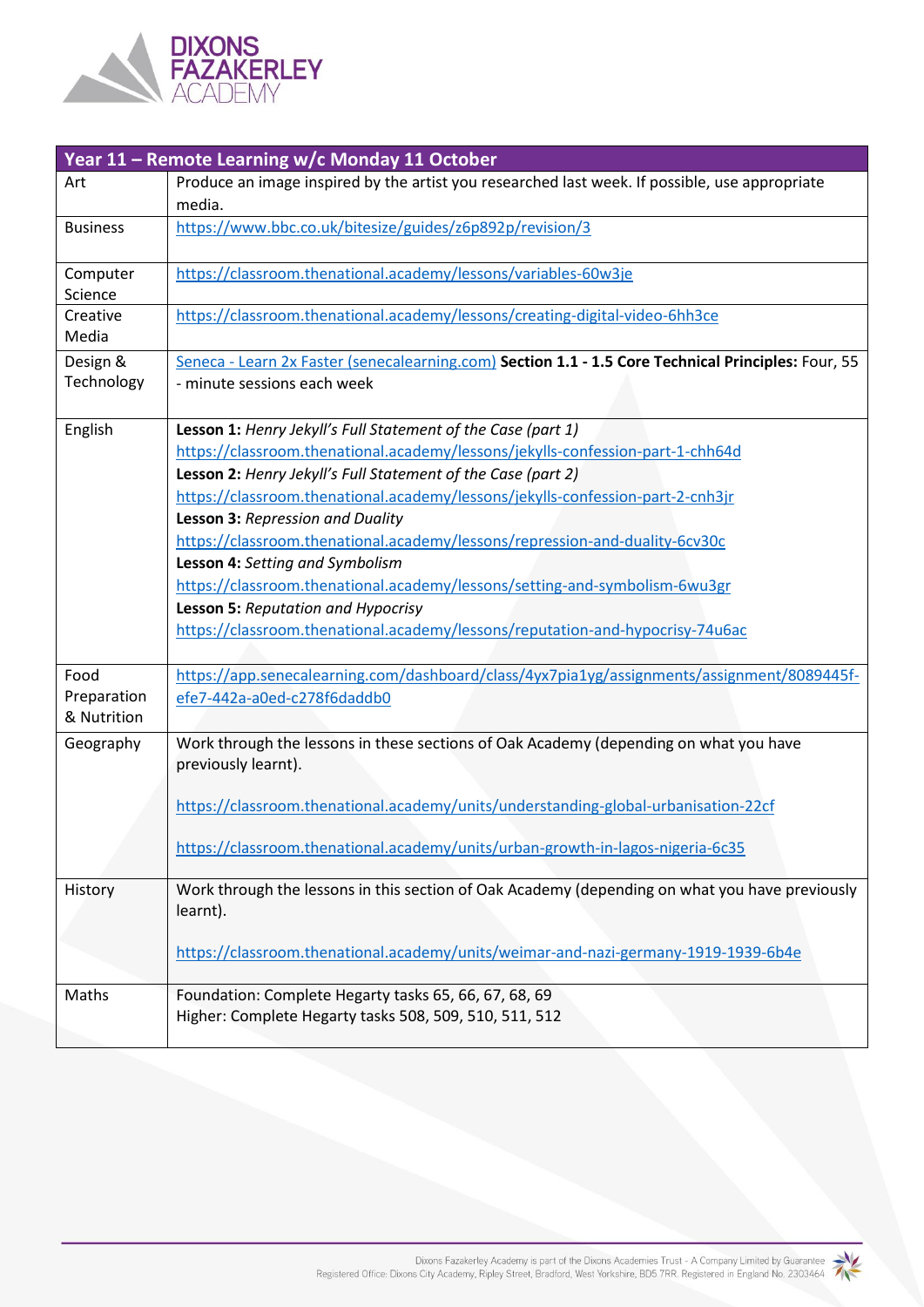| Year 11 – Remote Learning w/c Monday 11 October | |
|---|---|
| Art | Produce an image inspired by the artist you researched last week. If possible, use appropriate media. |
| Business | https://www.bbc.co.uk/bitesize/guides/z6p892p/revision/3 |
| Computer Science | https://classroom.thenational.academy/lessons/variables-60w3je |
| Creative Media | https://classroom.thenational.academy/lessons/creating-digital-video-6hh3ce |
| Design & Technology | Seneca - Learn 2x Faster (senecalearning.com) **Section 1.1 - 1.5 Core Technical Principles:** Four, 55 - minute sessions each week |
| English | **Lesson 1:** *Henry Jekyll's Full Statement of the Case (part 1)*<br>https://classroom.thenational.academy/lessons/jekylls-confession-part-1-chh64d<br>**Lesson 2:** *Henry Jekyll's Full Statement of the Case (part 2)*<br>https://classroom.thenational.academy/lessons/jekylls-confession-part-2-cnh3jr<br>**Lesson 3:** *Repression and Duality*<br>https://classroom.thenational.academy/lessons/repression-and-duality-6cv30c<br>**Lesson 4:** *Setting and Symbolism*<br>https://classroom.thenational.academy/lessons/setting-and-symbolism-6wu3gr<br>**Lesson 5:** *Reputation and Hypocrisy*<br>https://classroom.thenational.academy/lessons/reputation-and-hypocrisy-74u6ac |
| Food Preparation & Nutrition | https://app.senecalearning.com/dashboard/class/4yx7pia1yg/assignments/assignment/8089445f-efe7-442a-a0ed-c278f6daddb0 |
| Geography | Work through the lessons in these sections of Oak Academy (depending on what you have previously learnt).<br><br>https://classroom.thenational.academy/units/understanding-global-urbanisation-22cf<br><br>https://classroom.thenational.academy/units/urban-growth-in-lagos-nigeria-6c35 |
| History | Work through the lessons in this section of Oak Academy (depending on what you have previously learnt).<br><br>https://classroom.thenational.academy/units/weimar-and-nazi-germany-1919-1939-6b4e |
| Maths | Foundation: Complete Hegarty tasks 65, 66, 67, 68, 69<br>Higher: Complete Hegarty tasks 508, 509, 510, 511, 512 |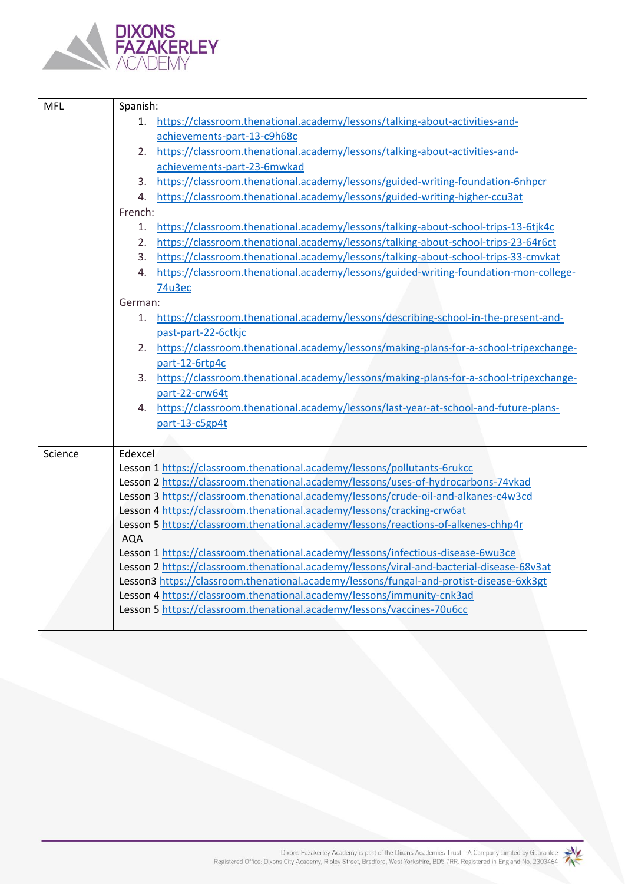| | |
|---|---|
| MFL | Spanish:<br>1. https://classroom.thenational.academy/lessons/talking-about-activities-and-achievements-part-13-c9h68c<br>2. https://classroom.thenational.academy/lessons/talking-about-activities-and-achievements-part-23-6mwkad<br>3. https://classroom.thenational.academy/lessons/guided-writing-foundation-6nhpcr<br>4. https://classroom.thenational.academy/lessons/guided-writing-higher-ccu3at<br>French:<br>1. https://classroom.thenational.academy/lessons/talking-about-school-trips-13-6tjk4c<br>2. https://classroom.thenational.academy/lessons/talking-about-school-trips-23-64r6ct<br>3. https://classroom.thenational.academy/lessons/talking-about-school-trips-33-cmvkat<br>4. https://classroom.thenational.academy/lessons/guided-writing-foundation-mon-college-74u3ec<br>German:<br>1. https://classroom.thenational.academy/lessons/describing-school-in-the-present-and-past-part-22-6ctkjc<br>2. https://classroom.thenational.academy/lessons/making-plans-for-a-school-tripexchange-part-12-6rtp4c<br>3. https://classroom.thenational.academy/lessons/making-plans-for-a-school-tripexchange-part-22-crw64t<br>4. https://classroom.thenational.academy/lessons/last-year-at-school-and-future-plans-part-13-c5gp4t |
| Science | Edexcel<br>Lesson 1 https://classroom.thenational.academy/lessons/pollutants-6rukcc<br>Lesson 2 https://classroom.thenational.academy/lessons/uses-of-hydrocarbons-74vkad<br>Lesson 3 https://classroom.thenational.academy/lessons/crude-oil-and-alkanes-c4w3cd<br>Lesson 4 https://classroom.thenational.academy/lessons/cracking-crw6at<br>Lesson 5 https://classroom.thenational.academy/lessons/reactions-of-alkenes-chhp4r<br>AQA<br>Lesson 1 https://classroom.thenational.academy/lessons/infectious-disease-6wu3ce<br>Lesson 2 https://classroom.thenational.academy/lessons/viral-and-bacterial-disease-68v3at<br>Lesson3 https://classroom.thenational.academy/lessons/fungal-and-protist-disease-6xk3gt<br>Lesson 4 https://classroom.thenational.academy/lessons/immunity-cnk3ad<br>Lesson 5 https://classroom.thenational.academy/lessons/vaccines-70u6cc |